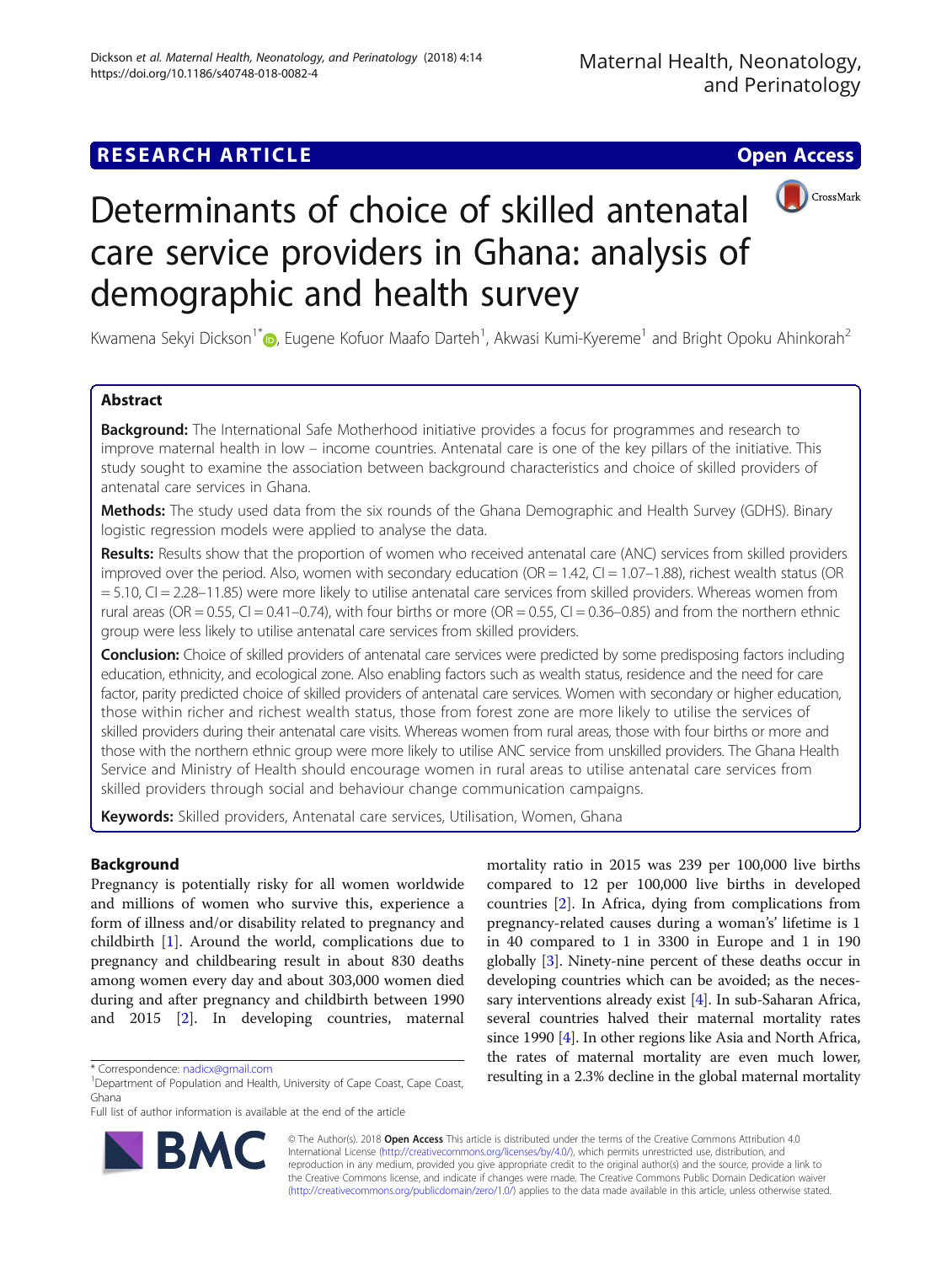RESEARCH ARTICLE

Open Access

# Determinants of choice of skilled antenatal care service providers in Ghana: analysis of demographic and health survey

Kwamena Sekyi Dickson[1*], Eugene Kofuor Maafo Darteh[1], Akwasi Kumi-Kyereme[1] and Bright Opoku Ahinkorah[2]

## Abstract

**Background:** The International Safe Motherhood initiative provides a focus for programmes and research to improve maternal health in low – income countries. Antenatal care is one of the key pillars of the initiative. This study sought to examine the association between background characteristics and choice of skilled providers of antenatal care services in Ghana.

**Methods:** The study used data from the six rounds of the Ghana Demographic and Health Survey (GDHS). Binary logistic regression models were applied to analyse the data.

**Results:** Results show that the proportion of women who received antenatal care (ANC) services from skilled providers improved over the period. Also, women with secondary education (OR = 1.42, CI = 1.07–1.88), richest wealth status (OR = 5.10, CI = 2.28–11.85) were more likely to utilise antenatal care services from skilled providers. Whereas women from rural areas (OR = 0.55, CI = 0.41–0.74), with four births or more (OR = 0.55, CI = 0.36–0.85) and from the northern ethnic group were less likely to utilise antenatal care services from skilled providers.

**Conclusion:** Choice of skilled providers of antenatal care services were predicted by some predisposing factors including education, ethnicity, and ecological zone. Also enabling factors such as wealth status, residence and the need for care factor, parity predicted choice of skilled providers of antenatal care services. Women with secondary or higher education, those within richer and richest wealth status, those from forest zone are more likely to utilise the services of skilled providers during their antenatal care visits. Whereas women from rural areas, those with four births or more and those with the northern ethnic group were more likely to utilise ANC service from unskilled providers. The Ghana Health Service and Ministry of Health should encourage women in rural areas to utilise antenatal care services from skilled providers through social and behaviour change communication campaigns.

**Keywords:** Skilled providers, Antenatal care services, Utilisation, Women, Ghana

## Background

Pregnancy is potentially risky for all women worldwide and millions of women who survive this, experience a form of illness and/or disability related to pregnancy and childbirth [1]. Around the world, complications due to pregnancy and childbearing result in about 830 deaths among women every day and about 303,000 women died during and after pregnancy and childbirth between 1990 and 2015 [2]. In developing countries, maternal mortality ratio in 2015 was 239 per 100,000 live births compared to 12 per 100,000 live births in developed countries [2]. In Africa, dying from complications from pregnancy-related causes during a woman's' lifetime is 1 in 40 compared to 1 in 3300 in Europe and 1 in 190 globally [3]. Ninety-nine percent of these deaths occur in developing countries which can be avoided; as the necessary interventions already exist [4]. In sub-Saharan Africa, several countries halved their maternal mortality rates since 1990 [4]. In other regions like Asia and North Africa, the rates of maternal mortality are even much lower, resulting in a 2.3% decline in the global maternal mortality

* Correspondence: nadicx@gmail.com
[1]Department of Population and Health, University of Cape Coast, Cape Coast, Ghana
Full list of author information is available at the end of the article

© The Author(s). 2018 **Open Access** This article is distributed under the terms of the Creative Commons Attribution 4.0 International License (http://creativecommons.org/licenses/by/4.0/), which permits unrestricted use, distribution, and reproduction in any medium, provided you give appropriate credit to the original author(s) and the source, provide a link to the Creative Commons license, and indicate if changes were made. The Creative Commons Public Domain Dedication waiver (http://creativecommons.org/publicdomain/zero/1.0/) applies to the data made available in this article, unless otherwise stated.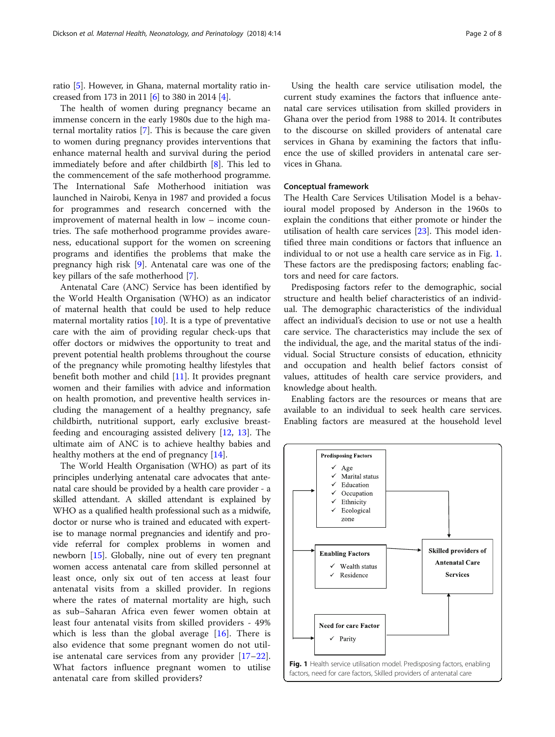ratio [5]. However, in Ghana, maternal mortality ratio increased from 173 in 2011 [6] to 380 in 2014 [4].

The health of women during pregnancy became an immense concern in the early 1980s due to the high maternal mortality ratios [7]. This is because the care given to women during pregnancy provides interventions that enhance maternal health and survival during the period immediately before and after childbirth [8]. This led to the commencement of the safe motherhood programme. The International Safe Motherhood initiation was launched in Nairobi, Kenya in 1987 and provided a focus for programmes and research concerned with the improvement of maternal health in low – income countries. The safe motherhood programme provides awareness, educational support for the women on screening programs and identifies the problems that make the pregnancy high risk [9]. Antenatal care was one of the key pillars of the safe motherhood [7].

Antenatal Care (ANC) Service has been identified by the World Health Organisation (WHO) as an indicator of maternal health that could be used to help reduce maternal mortality ratios [10]. It is a type of preventative care with the aim of providing regular check-ups that offer doctors or midwives the opportunity to treat and prevent potential health problems throughout the course of the pregnancy while promoting healthy lifestyles that benefit both mother and child [11]. It provides pregnant women and their families with advice and information on health promotion, and preventive health services including the management of a healthy pregnancy, safe childbirth, nutritional support, early exclusive breastfeeding and encouraging assisted delivery [12, 13]. The ultimate aim of ANC is to achieve healthy babies and healthy mothers at the end of pregnancy [14].

The World Health Organisation (WHO) as part of its principles underlying antenatal care advocates that antenatal care should be provided by a health care provider - a skilled attendant. A skilled attendant is explained by WHO as a qualified health professional such as a midwife, doctor or nurse who is trained and educated with expertise to manage normal pregnancies and identify and provide referral for complex problems in women and newborn [15]. Globally, nine out of every ten pregnant women access antenatal care from skilled personnel at least once, only six out of ten access at least four antenatal visits from a skilled provider. In regions where the rates of maternal mortality are high, such as sub–Saharan Africa even fewer women obtain at least four antenatal visits from skilled providers - 49% which is less than the global average [16]. There is also evidence that some pregnant women do not utilise antenatal care services from any provider [17–22]. What factors influence pregnant women to utilise antenatal care from skilled providers?

Using the health care service utilisation model, the current study examines the factors that influence antenatal care services utilisation from skilled providers in Ghana over the period from 1988 to 2014. It contributes to the discourse on skilled providers of antenatal care services in Ghana by examining the factors that influence the use of skilled providers in antenatal care services in Ghana.

## Conceptual framework

The Health Care Services Utilisation Model is a behavioural model proposed by Anderson in the 1960s to explain the conditions that either promote or hinder the utilisation of health care services [23]. This model identified three main conditions or factors that influence an individual to or not use a health care service as in Fig. 1. These factors are the predisposing factors; enabling factors and need for care factors.

Predisposing factors refer to the demographic, social structure and health belief characteristics of an individual. The demographic characteristics of the individual affect an individual's decision to use or not use a health care service. The characteristics may include the sex of the individual, the age, and the marital status of the individual. Social Structure consists of education, ethnicity and occupation and health belief factors consist of values, attitudes of health care service providers, and knowledge about health.

Enabling factors are the resources or means that are available to an individual to seek health care services. Enabling factors are measured at the household level

**Predisposing Factors**
- ✓ Age
- ✓ Marital status
- ✓ Education
- ✓ Occupation
- ✓ Ethnicity
- ✓ Ecological zone

**Enabling Factors**
- ✓ Wealth status
- ✓ Residence

**Need for care Factor**
- ✓ Parity

**Skilled providers of Antenatal Care Services**

**Fig. 1** Health service utilisation model. Predisposing factors, enabling factors, need for care factors, Skilled providers of antenatal care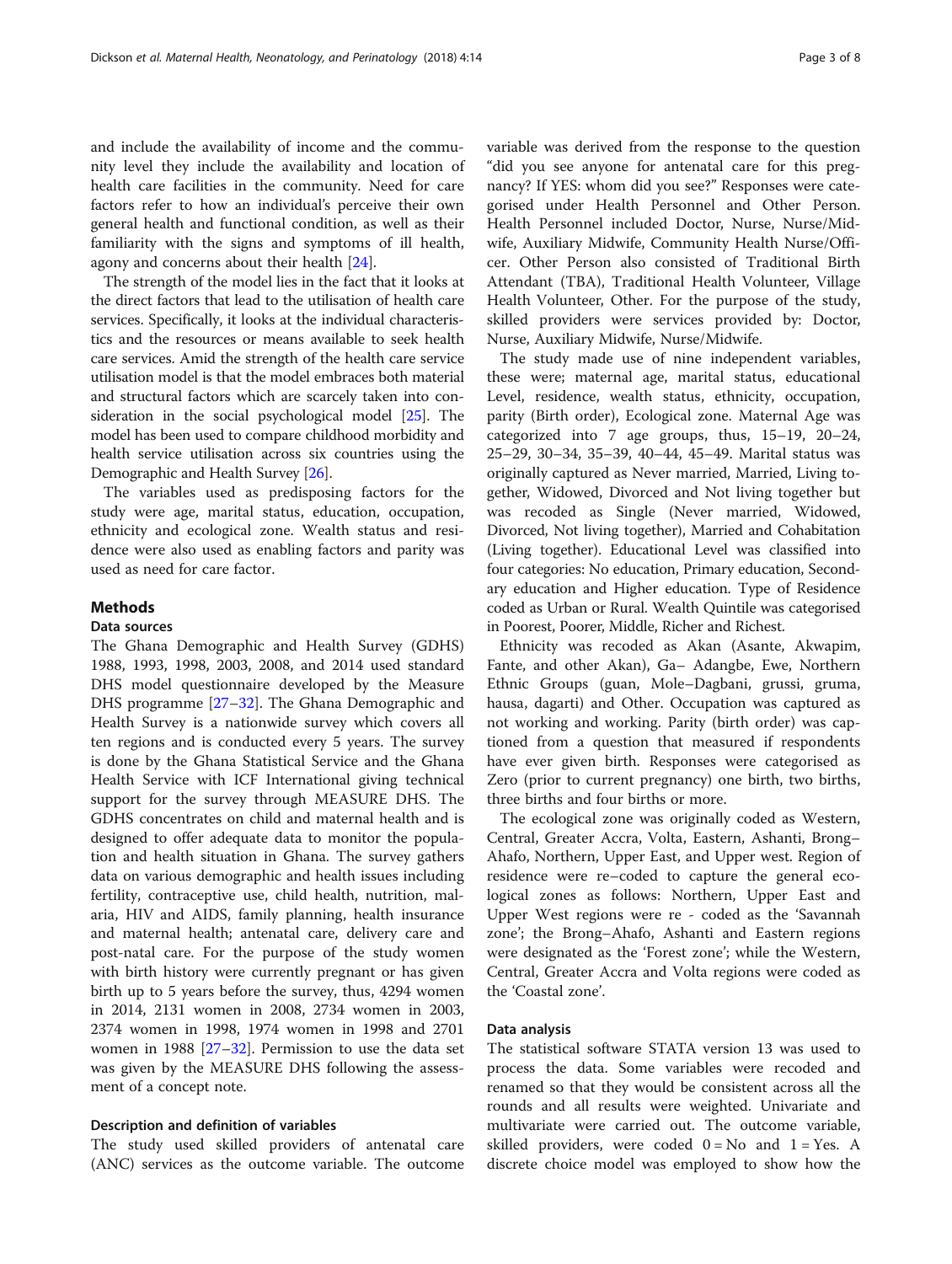and include the availability of income and the community level they include the availability and location of health care facilities in the community. Need for care factors refer to how an individual's perceive their own general health and functional condition, as well as their familiarity with the signs and symptoms of ill health, agony and concerns about their health [24].

The strength of the model lies in the fact that it looks at the direct factors that lead to the utilisation of health care services. Specifically, it looks at the individual characteristics and the resources or means available to seek health care services. Amid the strength of the health care service utilisation model is that the model embraces both material and structural factors which are scarcely taken into consideration in the social psychological model [25]. The model has been used to compare childhood morbidity and health service utilisation across six countries using the Demographic and Health Survey [26].

The variables used as predisposing factors for the study were age, marital status, education, occupation, ethnicity and ecological zone. Wealth status and residence were also used as enabling factors and parity was used as need for care factor.

## Methods

### Data sources

The Ghana Demographic and Health Survey (GDHS) 1988, 1993, 1998, 2003, 2008, and 2014 used standard DHS model questionnaire developed by the Measure DHS programme [27–32]. The Ghana Demographic and Health Survey is a nationwide survey which covers all ten regions and is conducted every 5 years. The survey is done by the Ghana Statistical Service and the Ghana Health Service with ICF International giving technical support for the survey through MEASURE DHS. The GDHS concentrates on child and maternal health and is designed to offer adequate data to monitor the population and health situation in Ghana. The survey gathers data on various demographic and health issues including fertility, contraceptive use, child health, nutrition, malaria, HIV and AIDS, family planning, health insurance and maternal health; antenatal care, delivery care and post-natal care. For the purpose of the study women with birth history were currently pregnant or has given birth up to 5 years before the survey, thus, 4294 women in 2014, 2131 women in 2008, 2734 women in 2003, 2374 women in 1998, 1974 women in 1998 and 2701 women in 1988 [27–32]. Permission to use the data set was given by the MEASURE DHS following the assessment of a concept note.

### Description and definition of variables

The study used skilled providers of antenatal care (ANC) services as the outcome variable. The outcome variable was derived from the response to the question "did you see anyone for antenatal care for this pregnancy? If YES: whom did you see?" Responses were categorised under Health Personnel and Other Person. Health Personnel included Doctor, Nurse, Nurse/Midwife, Auxiliary Midwife, Community Health Nurse/Officer. Other Person also consisted of Traditional Birth Attendant (TBA), Traditional Health Volunteer, Village Health Volunteer, Other. For the purpose of the study, skilled providers were services provided by: Doctor, Nurse, Auxiliary Midwife, Nurse/Midwife.

The study made use of nine independent variables, these were; maternal age, marital status, educational Level, residence, wealth status, ethnicity, occupation, parity (Birth order), Ecological zone. Maternal Age was categorized into 7 age groups, thus, 15–19, 20–24, 25–29, 30–34, 35–39, 40–44, 45–49. Marital status was originally captured as Never married, Married, Living together, Widowed, Divorced and Not living together but was recoded as Single (Never married, Widowed, Divorced, Not living together), Married and Cohabitation (Living together). Educational Level was classified into four categories: No education, Primary education, Secondary education and Higher education. Type of Residence coded as Urban or Rural. Wealth Quintile was categorised in Poorest, Poorer, Middle, Richer and Richest.

Ethnicity was recoded as Akan (Asante, Akwapim, Fante, and other Akan), Ga– Adangbe, Ewe, Northern Ethnic Groups (guan, Mole–Dagbani, grussi, gruma, hausa, dagarti) and Other. Occupation was captured as not working and working. Parity (birth order) was captioned from a question that measured if respondents have ever given birth. Responses were categorised as Zero (prior to current pregnancy) one birth, two births, three births and four births or more.

The ecological zone was originally coded as Western, Central, Greater Accra, Volta, Eastern, Ashanti, Brong–Ahafo, Northern, Upper East, and Upper west. Region of residence were re–coded to capture the general ecological zones as follows: Northern, Upper East and Upper West regions were re - coded as the 'Savannah zone'; the Brong–Ahafo, Ashanti and Eastern regions were designated as the 'Forest zone'; while the Western, Central, Greater Accra and Volta regions were coded as the 'Coastal zone'.

### Data analysis

The statistical software STATA version 13 was used to process the data. Some variables were recoded and renamed so that they would be consistent across all the rounds and all results were weighted. Univariate and multivariate were carried out. The outcome variable, skilled providers, were coded 0 = No and 1 = Yes. A discrete choice model was employed to show how the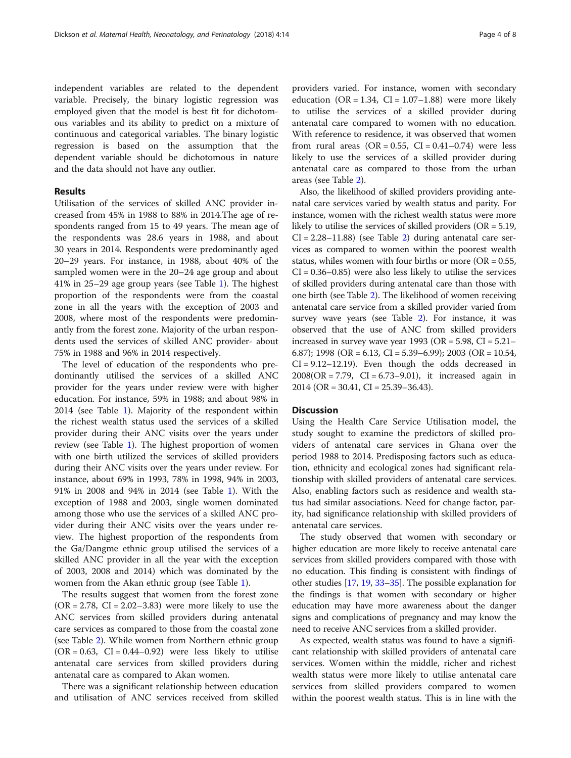independent variables are related to the dependent variable. Precisely, the binary logistic regression was employed given that the model is best fit for dichotomous variables and its ability to predict on a mixture of continuous and categorical variables. The binary logistic regression is based on the assumption that the dependent variable should be dichotomous in nature and the data should not have any outlier.

## Results

Utilisation of the services of skilled ANC provider increased from 45% in 1988 to 88% in 2014.The age of respondents ranged from 15 to 49 years. The mean age of the respondents was 28.6 years in 1988, and about 30 years in 2014. Respondents were predominantly aged 20–29 years. For instance, in 1988, about 40% of the sampled women were in the 20–24 age group and about 41% in 25–29 age group years (see Table 1). The highest proportion of the respondents were from the coastal zone in all the years with the exception of 2003 and 2008, where most of the respondents were predominantly from the forest zone. Majority of the urban respondents used the services of skilled ANC provider- about 75% in 1988 and 96% in 2014 respectively.

The level of education of the respondents who predominantly utilised the services of a skilled ANC provider for the years under review were with higher education. For instance, 59% in 1988; and about 98% in 2014 (see Table 1). Majority of the respondent within the richest wealth status used the services of a skilled provider during their ANC visits over the years under review (see Table 1). The highest proportion of women with one birth utilized the services of skilled providers during their ANC visits over the years under review. For instance, about 69% in 1993, 78% in 1998, 94% in 2003, 91% in 2008 and 94% in 2014 (see Table 1). With the exception of 1988 and 2003, single women dominated among those who use the services of a skilled ANC provider during their ANC visits over the years under review. The highest proportion of the respondents from the Ga/Dangme ethnic group utilised the services of a skilled ANC provider in all the year with the exception of 2003, 2008 and 2014) which was dominated by the women from the Akan ethnic group (see Table 1).

The results suggest that women from the forest zone (OR = 2.78, CI = 2.02–3.83) were more likely to use the ANC services from skilled providers during antenatal care services as compared to those from the coastal zone (see Table 2). While women from Northern ethnic group (OR = 0.63, CI = 0.44–0.92) were less likely to utilise antenatal care services from skilled providers during antenatal care as compared to Akan women.

There was a significant relationship between education and utilisation of ANC services received from skilled providers varied. For instance, women with secondary education (OR = 1.34, CI = 1.07–1.88) were more likely to utilise the services of a skilled provider during antenatal care compared to women with no education. With reference to residence, it was observed that women from rural areas (OR = 0.55, CI = 0.41–0.74) were less likely to use the services of a skilled provider during antenatal care as compared to those from the urban areas (see Table 2).

Also, the likelihood of skilled providers providing antenatal care services varied by wealth status and parity. For instance, women with the richest wealth status were more likely to utilise the services of skilled providers (OR = 5.19, CI = 2.28–11.88) (see Table 2) during antenatal care services as compared to women within the poorest wealth status, whiles women with four births or more (OR = 0.55, CI = 0.36–0.85) were also less likely to utilise the services of skilled providers during antenatal care than those with one birth (see Table 2). The likelihood of women receiving antenatal care service from a skilled provider varied from survey wave years (see Table 2). For instance, it was observed that the use of ANC from skilled providers increased in survey wave year 1993 (OR = 5.98, CI = 5.21–6.87); 1998 (OR = 6.13, CI = 5.39–6.99); 2003 (OR = 10.54, CI = 9.12–12.19). Even though the odds decreased in 2008(OR = 7.79, CI = 6.73–9.01), it increased again in 2014 (OR = 30.41, CI = 25.39–36.43).

## Discussion

Using the Health Care Service Utilisation model, the study sought to examine the predictors of skilled providers of antenatal care services in Ghana over the period 1988 to 2014. Predisposing factors such as education, ethnicity and ecological zones had significant relationship with skilled providers of antenatal care services. Also, enabling factors such as residence and wealth status had similar associations. Need for change factor, parity, had significance relationship with skilled providers of antenatal care services.

The study observed that women with secondary or higher education are more likely to receive antenatal care services from skilled providers compared with those with no education. This finding is consistent with findings of other studies [17, 19, 33–35]. The possible explanation for the findings is that women with secondary or higher education may have more awareness about the danger signs and complications of pregnancy and may know the need to receive ANC services from a skilled provider.

As expected, wealth status was found to have a significant relationship with skilled providers of antenatal care services. Women within the middle, richer and richest wealth status were more likely to utilise antenatal care services from skilled providers compared to women within the poorest wealth status. This is in line with the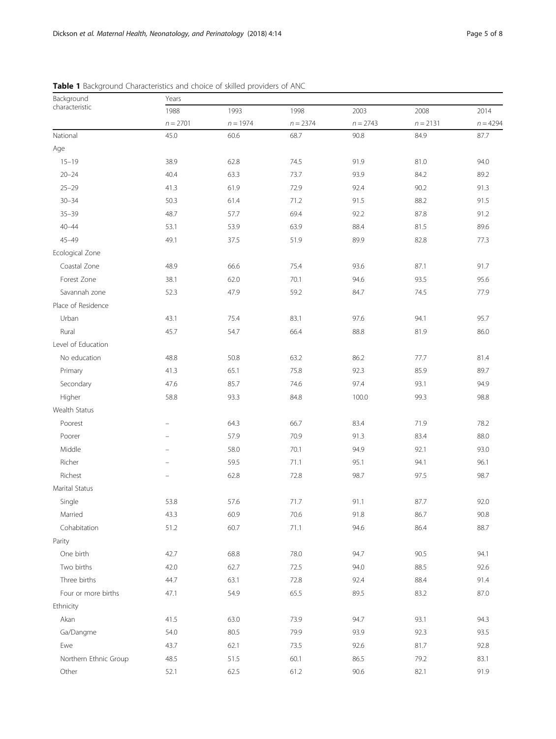**Table 1** Background Characteristics and choice of skilled providers of ANC

| Background characteristic | Years | | | | | |
|---|---|---|---|---|---|---|
| | 1988 | 1993 | 1998 | 2003 | 2008 | 2014 |
| | n = 2701 | n = 1974 | n = 2374 | n = 2743 | n = 2131 | n = 4294 |
| National | 45.0 | 60.6 | 68.7 | 90.8 | 84.9 | 87.7 |
| Age | | | | | | |
| 15–19 | 38.9 | 62.8 | 74.5 | 91.9 | 81.0 | 94.0 |
| 20–24 | 40.4 | 63.3 | 73.7 | 93.9 | 84.2 | 89.2 |
| 25–29 | 41.3 | 61.9 | 72.9 | 92.4 | 90.2 | 91.3 |
| 30–34 | 50.3 | 61.4 | 71.2 | 91.5 | 88.2 | 91.5 |
| 35–39 | 48.7 | 57.7 | 69.4 | 92.2 | 87.8 | 91.2 |
| 40–44 | 53.1 | 53.9 | 63.9 | 88.4 | 81.5 | 89.6 |
| 45–49 | 49.1 | 37.5 | 51.9 | 89.9 | 82.8 | 77.3 |
| Ecological Zone | | | | | | |
| Coastal Zone | 48.9 | 66.6 | 75.4 | 93.6 | 87.1 | 91.7 |
| Forest Zone | 38.1 | 62.0 | 70.1 | 94.6 | 93.5 | 95.6 |
| Savannah zone | 52.3 | 47.9 | 59.2 | 84.7 | 74.5 | 77.9 |
| Place of Residence | | | | | | |
| Urban | 43.1 | 75.4 | 83.1 | 97.6 | 94.1 | 95.7 |
| Rural | 45.7 | 54.7 | 66.4 | 88.8 | 81.9 | 86.0 |
| Level of Education | | | | | | |
| No education | 48.8 | 50.8 | 63.2 | 86.2 | 77.7 | 81.4 |
| Primary | 41.3 | 65.1 | 75.8 | 92.3 | 85.9 | 89.7 |
| Secondary | 47.6 | 85.7 | 74.6 | 97.4 | 93.1 | 94.9 |
| Higher | 58.8 | 93.3 | 84.8 | 100.0 | 99.3 | 98.8 |
| Wealth Status | | | | | | |
| Poorest | – | 64.3 | 66.7 | 83.4 | 71.9 | 78.2 |
| Poorer | – | 57.9 | 70.9 | 91.3 | 83.4 | 88.0 |
| Middle | – | 58.0 | 70.1 | 94.9 | 92.1 | 93.0 |
| Richer | – | 59.5 | 71.1 | 95.1 | 94.1 | 96.1 |
| Richest | – | 62.8 | 72.8 | 98.7 | 97.5 | 98.7 |
| Marital Status | | | | | | |
| Single | 53.8 | 57.6 | 71.7 | 91.1 | 87.7 | 92.0 |
| Married | 43.3 | 60.9 | 70.6 | 91.8 | 86.7 | 90.8 |
| Cohabitation | 51.2 | 60.7 | 71.1 | 94.6 | 86.4 | 88.7 |
| Parity | | | | | | |
| One birth | 42.7 | 68.8 | 78.0 | 94.7 | 90.5 | 94.1 |
| Two births | 42.0 | 62.7 | 72.5 | 94.0 | 88.5 | 92.6 |
| Three births | 44.7 | 63.1 | 72.8 | 92.4 | 88.4 | 91.4 |
| Four or more births | 47.1 | 54.9 | 65.5 | 89.5 | 83.2 | 87.0 |
| Ethnicity | | | | | | |
| Akan | 41.5 | 63.0 | 73.9 | 94.7 | 93.1 | 94.3 |
| Ga/Dangme | 54.0 | 80.5 | 79.9 | 93.9 | 92.3 | 93.5 |
| Ewe | 43.7 | 62.1 | 73.5 | 92.6 | 81.7 | 92.8 |
| Northern Ethnic Group | 48.5 | 51.5 | 60.1 | 86.5 | 79.2 | 83.1 |
| Other | 52.1 | 62.5 | 61.2 | 90.6 | 82.1 | 91.9 |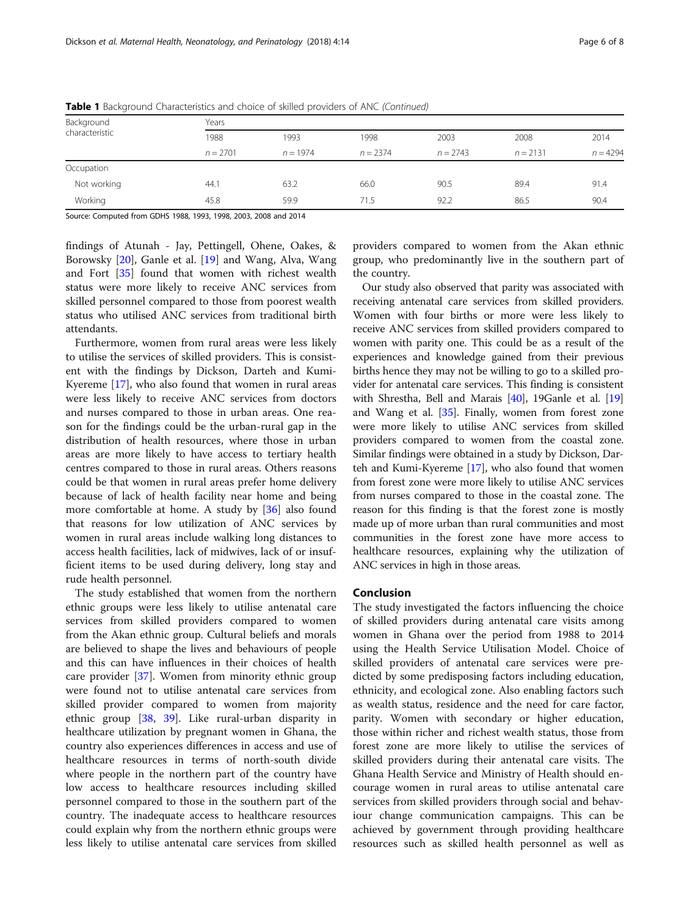**Table 1** Background Characteristics and choice of skilled providers of ANC *(Continued)*

| Background characteristic | Years | | | | | |
|---|---|---|---|---|---|---|
| | 1988 | 1993 | 1998 | 2003 | 2008 | 2014 |
| | n = 2701 | n = 1974 | n = 2374 | n = 2743 | n = 2131 | n = 4294 |
| Occupation | | | | | | |
| Not working | 44.1 | 63.2 | 66.0 | 90.5 | 89.4 | 91.4 |
| Working | 45.8 | 59.9 | 71.5 | 92.2 | 86.5 | 90.4 |

Source: Computed from GDHS 1988, 1993, 1998, 2003, 2008 and 2014

findings of Atunah - Jay, Pettingell, Ohene, Oakes, & Borowsky [20], Ganle et al. [19] and Wang, Alva, Wang and Fort [35] found that women with richest wealth status were more likely to receive ANC services from skilled personnel compared to those from poorest wealth status who utilised ANC services from traditional birth attendants.

Furthermore, women from rural areas were less likely to utilise the services of skilled providers. This is consistent with the findings by Dickson, Darteh and Kumi-Kyereme [17], who also found that women in rural areas were less likely to receive ANC services from doctors and nurses compared to those in urban areas. One reason for the findings could be the urban-rural gap in the distribution of health resources, where those in urban areas are more likely to have access to tertiary health centres compared to those in rural areas. Others reasons could be that women in rural areas prefer home delivery because of lack of health facility near home and being more comfortable at home. A study by [36] also found that reasons for low utilization of ANC services by women in rural areas include walking long distances to access health facilities, lack of midwives, lack of or insufficient items to be used during delivery, long stay and rude health personnel.

The study established that women from the northern ethnic groups were less likely to utilise antenatal care services from skilled providers compared to women from the Akan ethnic group. Cultural beliefs and morals are believed to shape the lives and behaviours of people and this can have influences in their choices of health care provider [37]. Women from minority ethnic group were found not to utilise antenatal care services from skilled provider compared to women from majority ethnic group [38, 39]. Like rural-urban disparity in healthcare utilization by pregnant women in Ghana, the country also experiences differences in access and use of healthcare resources in terms of north-south divide where people in the northern part of the country have low access to healthcare resources including skilled personnel compared to those in the southern part of the country. The inadequate access to healthcare resources could explain why from the northern ethnic groups were less likely to utilise antenatal care services from skilled providers compared to women from the Akan ethnic group, who predominantly live in the southern part of the country.

Our study also observed that parity was associated with receiving antenatal care services from skilled providers. Women with four births or more were less likely to receive ANC services from skilled providers compared to women with parity one. This could be as a result of the experiences and knowledge gained from their previous births hence they may not be willing to go to a skilled provider for antenatal care services. This finding is consistent with Shrestha, Bell and Marais [40], 19Ganle et al. [19] and Wang et al. [35]. Finally, women from forest zone were more likely to utilise ANC services from skilled providers compared to women from the coastal zone. Similar findings were obtained in a study by Dickson, Darteh and Kumi-Kyereme [17], who also found that women from forest zone were more likely to utilise ANC services from nurses compared to those in the coastal zone. The reason for this finding is that the forest zone is mostly made up of more urban than rural communities and most communities in the forest zone have more access to healthcare resources, explaining why the utilization of ANC services in high in those areas.

## Conclusion

The study investigated the factors influencing the choice of skilled providers during antenatal care visits among women in Ghana over the period from 1988 to 2014 using the Health Service Utilisation Model. Choice of skilled providers of antenatal care services were predicted by some predisposing factors including education, ethnicity, and ecological zone. Also enabling factors such as wealth status, residence and the need for care factor, parity. Women with secondary or higher education, those within richer and richest wealth status, those from forest zone are more likely to utilise the services of skilled providers during their antenatal care visits. The Ghana Health Service and Ministry of Health should encourage women in rural areas to utilise antenatal care services from skilled providers through social and behaviour change communication campaigns. This can be achieved by government through providing healthcare resources such as skilled health personnel as well as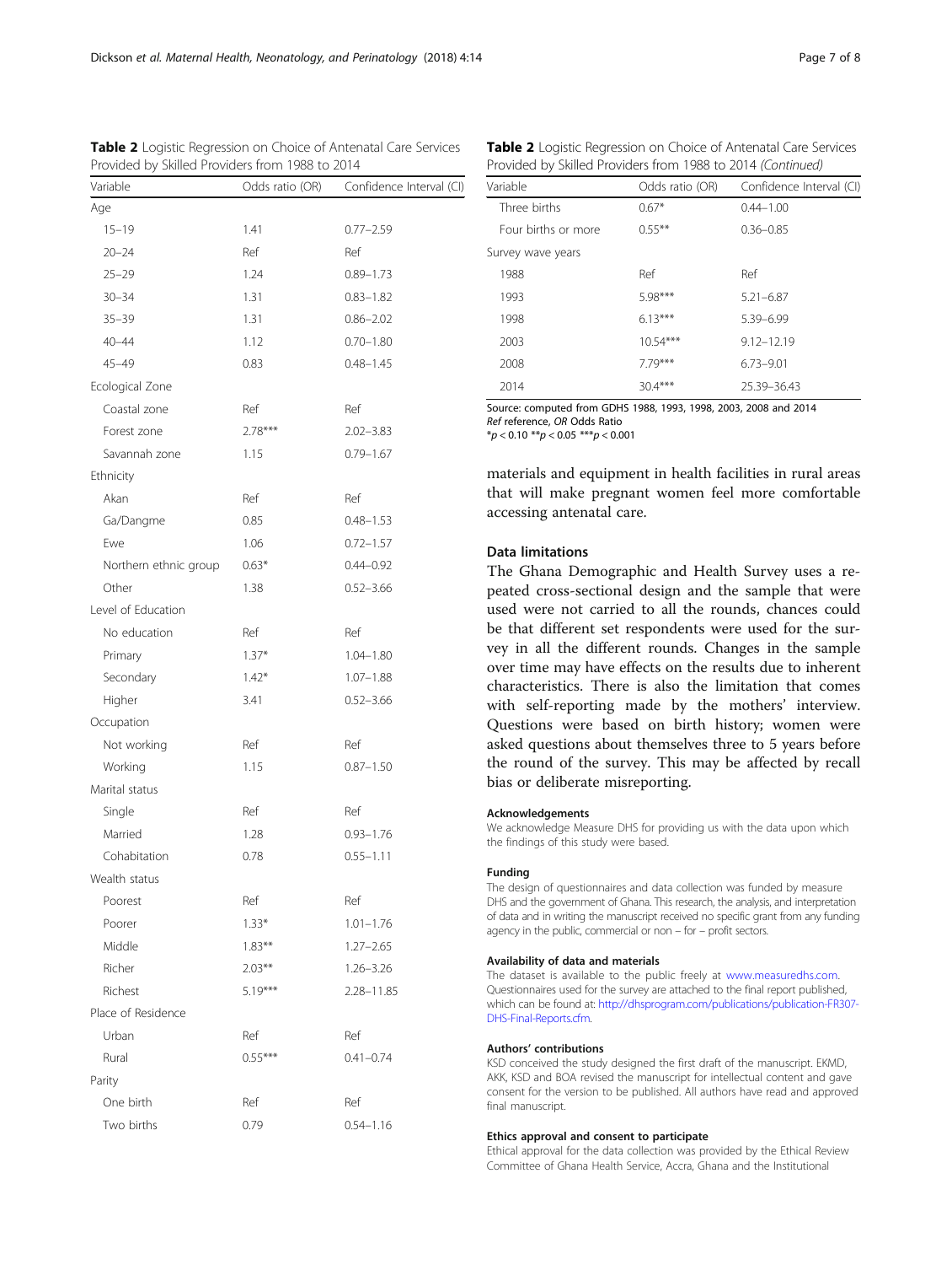**Table 2** Logistic Regression on Choice of Antenatal Care Services Provided by Skilled Providers from 1988 to 2014

| Variable | Odds ratio (OR) | Confidence Interval (CI) |
|---|---|---|
| Age | | |
| 15–19 | 1.41 | 0.77–2.59 |
| 20–24 | Ref | Ref |
| 25–29 | 1.24 | 0.89–1.73 |
| 30–34 | 1.31 | 0.83–1.82 |
| 35–39 | 1.31 | 0.86–2.02 |
| 40–44 | 1.12 | 0.70–1.80 |
| 45–49 | 0.83 | 0.48–1.45 |
| Ecological Zone | | |
| Coastal zone | Ref | Ref |
| Forest zone | 2.78*** | 2.02–3.83 |
| Savannah zone | 1.15 | 0.79–1.67 |
| Ethnicity | | |
| Akan | Ref | Ref |
| Ga/Dangme | 0.85 | 0.48–1.53 |
| Ewe | 1.06 | 0.72–1.57 |
| Northern ethnic group | 0.63* | 0.44–0.92 |
| Other | 1.38 | 0.52–3.66 |
| Level of Education | | |
| No education | Ref | Ref |
| Primary | 1.37* | 1.04–1.80 |
| Secondary | 1.42* | 1.07–1.88 |
| Higher | 3.41 | 0.52–3.66 |
| Occupation | | |
| Not working | Ref | Ref |
| Working | 1.15 | 0.87–1.50 |
| Marital status | | |
| Single | Ref | Ref |
| Married | 1.28 | 0.93–1.76 |
| Cohabitation | 0.78 | 0.55–1.11 |
| Wealth status | | |
| Poorest | Ref | Ref |
| Poorer | 1.33* | 1.01–1.76 |
| Middle | 1.83** | 1.27–2.65 |
| Richer | 2.03** | 1.26–3.26 |
| Richest | 5.19*** | 2.28–11.85 |
| Place of Residence | | |
| Urban | Ref | Ref |
| Rural | 0.55*** | 0.41–0.74 |
| Parity | | |
| One birth | Ref | Ref |
| Two births | 0.79 | 0.54–1.16 |
| Three births | 0.67* | 0.44–1.00 |
| Four births or more | 0.55** | 0.36–0.85 |
| Survey wave years | | |
| 1988 | Ref | Ref |
| 1993 | 5.98*** | 5.21–6.87 |
| 1998 | 6.13*** | 5.39–6.99 |
| 2003 | 10.54*** | 9.12–12.19 |
| 2008 | 7.79*** | 6.73–9.01 |
| 2014 | 30.4*** | 25.39–36.43 |

Source: computed from GDHS 1988, 1993, 1998, 2003, 2008 and 2014
*Ref* reference, *OR* Odds Ratio
*$p < 0.10$ **$p < 0.05$ ***$p < 0.001$

materials and equipment in health facilities in rural areas that will make pregnant women feel more comfortable accessing antenatal care.

## Data limitations

The Ghana Demographic and Health Survey uses a repeated cross-sectional design and the sample that were used were not carried to all the rounds, chances could be that different set respondents were used for the survey in all the different rounds. Changes in the sample over time may have effects on the results due to inherent characteristics. There is also the limitation that comes with self-reporting made by the mothers' interview. Questions were based on birth history; women were asked questions about themselves three to 5 years before the round of the survey. This may be affected by recall bias or deliberate misreporting.

### Acknowledgements

We acknowledge Measure DHS for providing us with the data upon which the findings of this study were based.

### Funding

The design of questionnaires and data collection was funded by measure DHS and the government of Ghana. This research, the analysis, and interpretation of data and in writing the manuscript received no specific grant from any funding agency in the public, commercial or non – for – profit sectors.

### Availability of data and materials

The dataset is available to the public freely at www.measuredhs.com. Questionnaires used for the survey are attached to the final report published, which can be found at: http://dhsprogram.com/publications/publication-FR307-DHS-Final-Reports.cfm.

### Authors' contributions

KSD conceived the study designed the first draft of the manuscript. EKMD, AKK, KSD and BOA revised the manuscript for intellectual content and gave consent for the version to be published. All authors have read and approved final manuscript.

### Ethics approval and consent to participate

Ethical approval for the data collection was provided by the Ethical Review Committee of Ghana Health Service, Accra, Ghana and the Institutional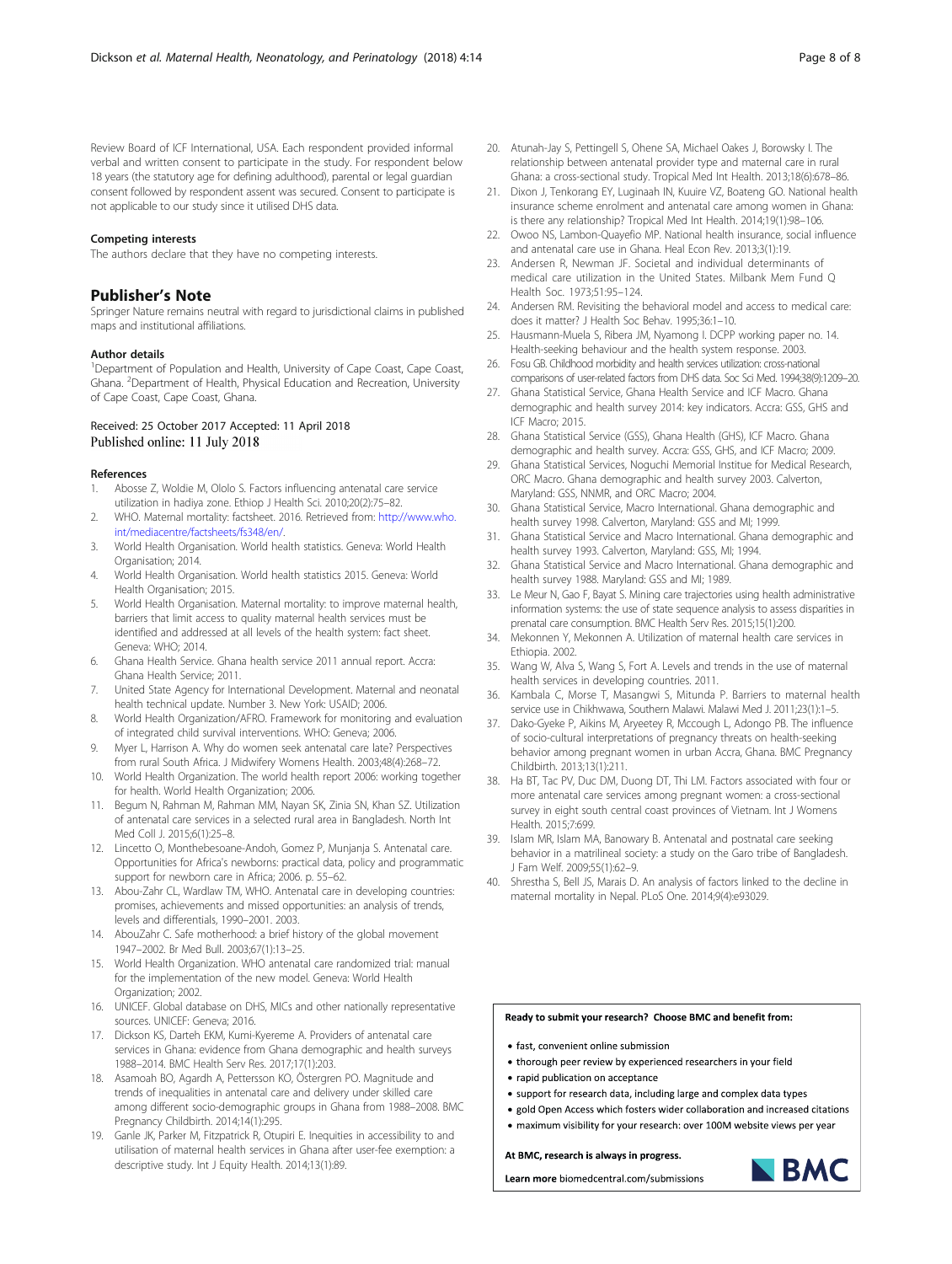Review Board of ICF International, USA. Each respondent provided informal verbal and written consent to participate in the study. For respondent below 18 years (the statutory age for defining adulthood), parental or legal guardian consent followed by respondent assent was secured. Consent to participate is not applicable to our study since it utilised DHS data.

### Competing interests

The authors declare that they have no competing interests.

## Publisher's Note

Springer Nature remains neutral with regard to jurisdictional claims in published maps and institutional affiliations.

### Author details

[1]Department of Population and Health, University of Cape Coast, Cape Coast, Ghana. [2]Department of Health, Physical Education and Recreation, University of Cape Coast, Cape Coast, Ghana.

Received: 25 October 2017 Accepted: 11 April 2018
Published online: 11 July 2018

### References

1. Abosse Z, Woldie M, Ololo S. Factors influencing antenatal care service utilization in hadiya zone. Ethiop J Health Sci. 2010;20(2):75–82.
2. WHO. Maternal mortality: factsheet. 2016. Retrieved from: http://www.who.int/mediacentre/factsheets/fs348/en/.
3. World Health Organisation. World health statistics. Geneva: World Health Organisation; 2014.
4. World Health Organisation. World health statistics 2015. Geneva: World Health Organisation; 2015.
5. World Health Organisation. Maternal mortality: to improve maternal health, barriers that limit access to quality maternal health services must be identified and addressed at all levels of the health system: fact sheet. Geneva: WHO; 2014.
6. Ghana Health Service. Ghana health service 2011 annual report. Accra: Ghana Health Service; 2011.
7. United State Agency for International Development. Maternal and neonatal health technical update. Number 3. New York: USAID; 2006.
8. World Health Organization/AFRO. Framework for monitoring and evaluation of integrated child survival interventions. WHO: Geneva; 2006.
9. Myer L, Harrison A. Why do women seek antenatal care late? Perspectives from rural South Africa. J Midwifery Womens Health. 2003;48(4):268–72.
10. World Health Organization. The world health report 2006: working together for health. World Health Organization; 2006.
11. Begum N, Rahman M, Rahman MM, Nayan SK, Zinia SN, Khan SZ. Utilization of antenatal care services in a selected rural area in Bangladesh. North Int Med Coll J. 2015;6(1):25–8.
12. Lincetto O, Monthebesoane-Andoh, Gomez P, Munjanja S. Antenatal care. Opportunities for Africa's newborns: practical data, policy and programmatic support for newborn care in Africa; 2006. p. 55–62.
13. Abou-Zahr CL, Wardlaw TM, WHO. Antenatal care in developing countries: promises, achievements and missed opportunities: an analysis of trends, levels and differentials, 1990–2001. 2003.
14. AbouZahr C. Safe motherhood: a brief history of the global movement 1947–2002. Br Med Bull. 2003;67(1):13–25.
15. World Health Organization. WHO antenatal care randomized trial: manual for the implementation of the new model. Geneva: World Health Organization; 2002.
16. UNICEF. Global database on DHS, MICs and other nationally representative sources. UNICEF: Geneva; 2016.
17. Dickson KS, Darteh EKM, Kumi-Kyereme A. Providers of antenatal care services in Ghana: evidence from Ghana demographic and health surveys 1988–2014. BMC Health Serv Res. 2017;17(1):203.
18. Asamoah BO, Agardh A, Pettersson KO, Östergren PO. Magnitude and trends of inequalities in antenatal care and delivery under skilled care among different socio-demographic groups in Ghana from 1988–2008. BMC Pregnancy Childbirth. 2014;14(1):295.
19. Ganle JK, Parker M, Fitzpatrick R, Otupiri E. Inequities in accessibility to and utilisation of maternal health services in Ghana after user-fee exemption: a descriptive study. Int J Equity Health. 2014;13(1):89.
20. Atunah-Jay S, Pettingell S, Ohene SA, Michael Oakes J, Borowsky I. The relationship between antenatal provider type and maternal care in rural Ghana: a cross-sectional study. Tropical Med Int Health. 2013;18(6):678–86.
21. Dixon J, Tenkorang EY, Luginaah IN, Kuuire VZ, Boateng GO. National health insurance scheme enrolment and antenatal care among women in Ghana: is there any relationship? Tropical Med Int Health. 2014;19(1):98–106.
22. Owoo NS, Lambon-Quayefio MP. National health insurance, social influence and antenatal care use in Ghana. Heal Econ Rev. 2013;3(1):19.
23. Andersen R, Newman JF. Societal and individual determinants of medical care utilization in the United States. Milbank Mem Fund Q Health Soc. 1973;51:95–124.
24. Andersen RM. Revisiting the behavioral model and access to medical care: does it matter? J Health Soc Behav. 1995;36:1–10.
25. Hausmann-Muela S, Ribera JM, Nyamong I. DCPP working paper no. 14. Health-seeking behaviour and the health system response. 2003.
26. Fosu GB. Childhood morbidity and health services utilization: cross-national comparisons of user-related factors from DHS data. Soc Sci Med. 1994;38(9):1209–20.
27. Ghana Statistical Service, Ghana Health Service and ICF Macro. Ghana demographic and health survey 2014: key indicators. Accra: GSS, GHS and ICF Macro; 2015.
28. Ghana Statistical Service (GSS), Ghana Health (GHS), ICF Macro. Ghana demographic and health survey. Accra: GSS, GHS, and ICF Macro; 2009.
29. Ghana Statistical Services, Noguchi Memorial Institue for Medical Research, ORC Macro. Ghana demographic and health survey 2003. Calverton, Maryland: GSS, NNMR, and ORC Macro; 2004.
30. Ghana Statistical Service, Macro International. Ghana demographic and health survey 1998. Calverton, Maryland: GSS and MI; 1999.
31. Ghana Statistical Service and Macro International. Ghana demographic and health survey 1993. Calverton, Maryland: GSS, MI; 1994.
32. Ghana Statistical Service and Macro International. Ghana demographic and health survey 1988. Maryland: GSS and MI; 1989.
33. Le Meur N, Gao F, Bayat S. Mining care trajectories using health administrative information systems: the use of state sequence analysis to assess disparities in prenatal care consumption. BMC Health Serv Res. 2015;15(1):200.
34. Mekonnen Y, Mekonnen A. Utilization of maternal health care services in Ethiopia. 2002.
35. Wang W, Alva S, Wang S, Fort A. Levels and trends in the use of maternal health services in developing countries. 2011.
36. Kambala C, Morse T, Masangwi S, Mitunda P. Barriers to maternal health service use in Chikhwawa, Southern Malawi. Malawi Med J. 2011;23(1):1–5.
37. Dako-Gyeke P, Aikins M, Aryeetey R, Mccough L, Adongo PB. The influence of socio-cultural interpretations of pregnancy threats on health-seeking behavior among pregnant women in urban Accra, Ghana. BMC Pregnancy Childbirth. 2013;13(1):211.
38. Ha BT, Tac PV, Duc DM, Duong DT, Thi LM. Factors associated with four or more antenatal care services among pregnant women: a cross-sectional survey in eight south central coast provinces of Vietnam. Int J Womens Health. 2015;7:699.
39. Islam MR, Islam MA, Banowary B. Antenatal and postnatal care seeking behavior in a matrilineal society: a study on the Garo tribe of Bangladesh. J Fam Welf. 2009;55(1):62–9.
40. Shrestha S, Bell JS, Marais D. An analysis of factors linked to the decline in maternal mortality in Nepal. PLoS One. 2014;9(4):e93029.

**Ready to submit your research? Choose BMC and benefit from:**

- fast, convenient online submission
- thorough peer review by experienced researchers in your field
- rapid publication on acceptance
- support for research data, including large and complex data types
- gold Open Access which fosters wider collaboration and increased citations
- maximum visibility for your research: over 100M website views per year

**At BMC, research is always in progress.**

**Learn more** biomedcentral.com/submissions

BMC